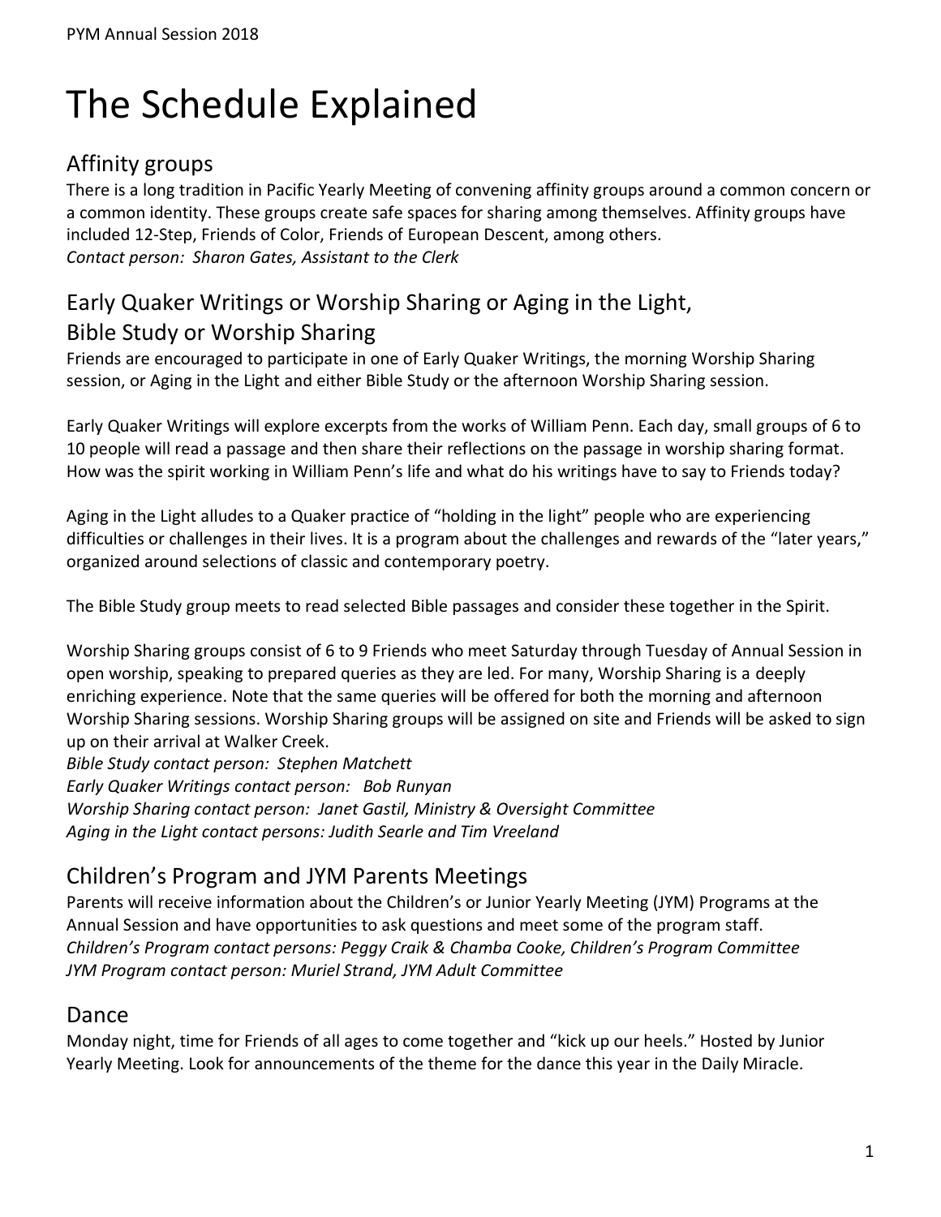# The Schedule Explained

## Affinity groups

There is a long tradition in Pacific Yearly Meeting of convening affinity groups around a common concern or a common identity. These groups create safe spaces for sharing among themselves. Affinity groups have included 12-Step, Friends of Color, Friends of European Descent, among others.
*Contact person: Sharon Gates, Assistant to the Clerk*

## Early Quaker Writings or Worship Sharing or Aging in the Light, Bible Study or Worship Sharing

Friends are encouraged to participate in one of Early Quaker Writings, the morning Worship Sharing session, or Aging in the Light and either Bible Study or the afternoon Worship Sharing session.

Early Quaker Writings will explore excerpts from the works of William Penn. Each day, small groups of 6 to 10 people will read a passage and then share their reflections on the passage in worship sharing format. How was the spirit working in William Penn's life and what do his writings have to say to Friends today?

Aging in the Light alludes to a Quaker practice of "holding in the light" people who are experiencing difficulties or challenges in their lives. It is a program about the challenges and rewards of the "later years," organized around selections of classic and contemporary poetry.

The Bible Study group meets to read selected Bible passages and consider these together in the Spirit.

Worship Sharing groups consist of 6 to 9 Friends who meet Saturday through Tuesday of Annual Session in open worship, speaking to prepared queries as they are led. For many, Worship Sharing is a deeply enriching experience. Note that the same queries will be offered for both the morning and afternoon Worship Sharing sessions. Worship Sharing groups will be assigned on site and Friends will be asked to sign up on their arrival at Walker Creek.
*Bible Study contact person: Stephen Matchett*
*Early Quaker Writings contact person: Bob Runyan*
*Worship Sharing contact person: Janet Gastil, Ministry & Oversight Committee*
*Aging in the Light contact persons: Judith Searle and Tim Vreeland*

## Children's Program and JYM Parents Meetings

Parents will receive information about the Children's or Junior Yearly Meeting (JYM) Programs at the Annual Session and have opportunities to ask questions and meet some of the program staff.
*Children's Program contact persons: Peggy Craik & Chamba Cooke, Children's Program Committee*
*JYM Program contact person: Muriel Strand, JYM Adult Committee*

## Dance

Monday night, time for Friends of all ages to come together and "kick up our heels." Hosted by Junior Yearly Meeting. Look for announcements of the theme for the dance this year in the Daily Miracle.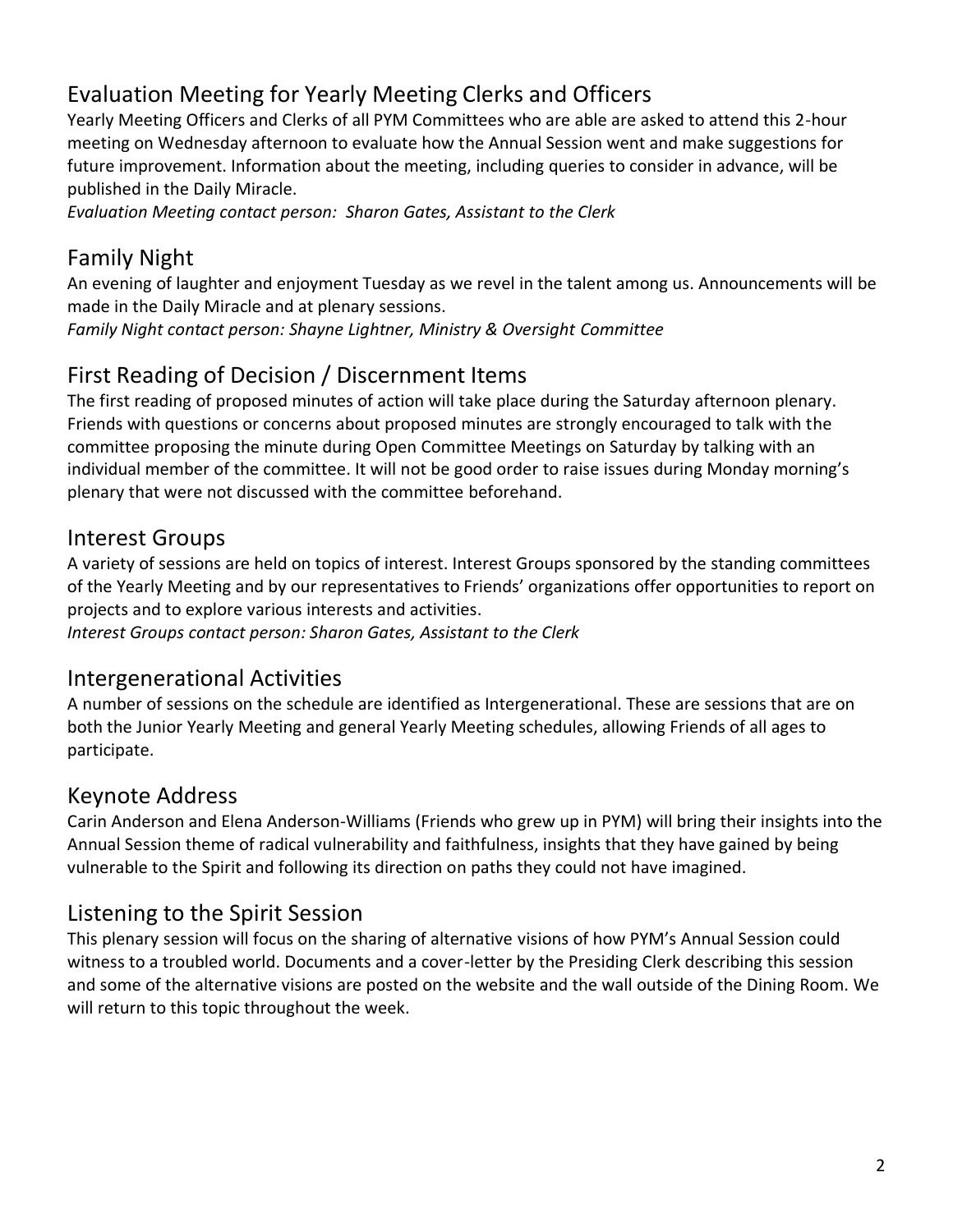## Evaluation Meeting for Yearly Meeting Clerks and Officers

Yearly Meeting Officers and Clerks of all PYM Committees who are able are asked to attend this 2-hour meeting on Wednesday afternoon to evaluate how the Annual Session went and make suggestions for future improvement. Information about the meeting, including queries to consider in advance, will be published in the Daily Miracle.

*Evaluation Meeting contact person: Sharon Gates, Assistant to the Clerk*

## Family Night

An evening of laughter and enjoyment Tuesday as we revel in the talent among us. Announcements will be made in the Daily Miracle and at plenary sessions.

*Family Night contact person: Shayne Lightner, Ministry & Oversight Committee*

## First Reading of Decision / Discernment Items

The first reading of proposed minutes of action will take place during the Saturday afternoon plenary. Friends with questions or concerns about proposed minutes are strongly encouraged to talk with the committee proposing the minute during Open Committee Meetings on Saturday by talking with an individual member of the committee. It will not be good order to raise issues during Monday morning's plenary that were not discussed with the committee beforehand.

## Interest Groups

A variety of sessions are held on topics of interest. Interest Groups sponsored by the standing committees of the Yearly Meeting and by our representatives to Friends' organizations offer opportunities to report on projects and to explore various interests and activities.

*Interest Groups contact person: Sharon Gates, Assistant to the Clerk*

## Intergenerational Activities

A number of sessions on the schedule are identified as Intergenerational. These are sessions that are on both the Junior Yearly Meeting and general Yearly Meeting schedules, allowing Friends of all ages to participate.

## Keynote Address

Carin Anderson and Elena Anderson-Williams (Friends who grew up in PYM) will bring their insights into the Annual Session theme of radical vulnerability and faithfulness, insights that they have gained by being vulnerable to the Spirit and following its direction on paths they could not have imagined.

## Listening to the Spirit Session

This plenary session will focus on the sharing of alternative visions of how PYM's Annual Session could witness to a troubled world. Documents and a cover-letter by the Presiding Clerk describing this session and some of the alternative visions are posted on the website and the wall outside of the Dining Room. We will return to this topic throughout the week.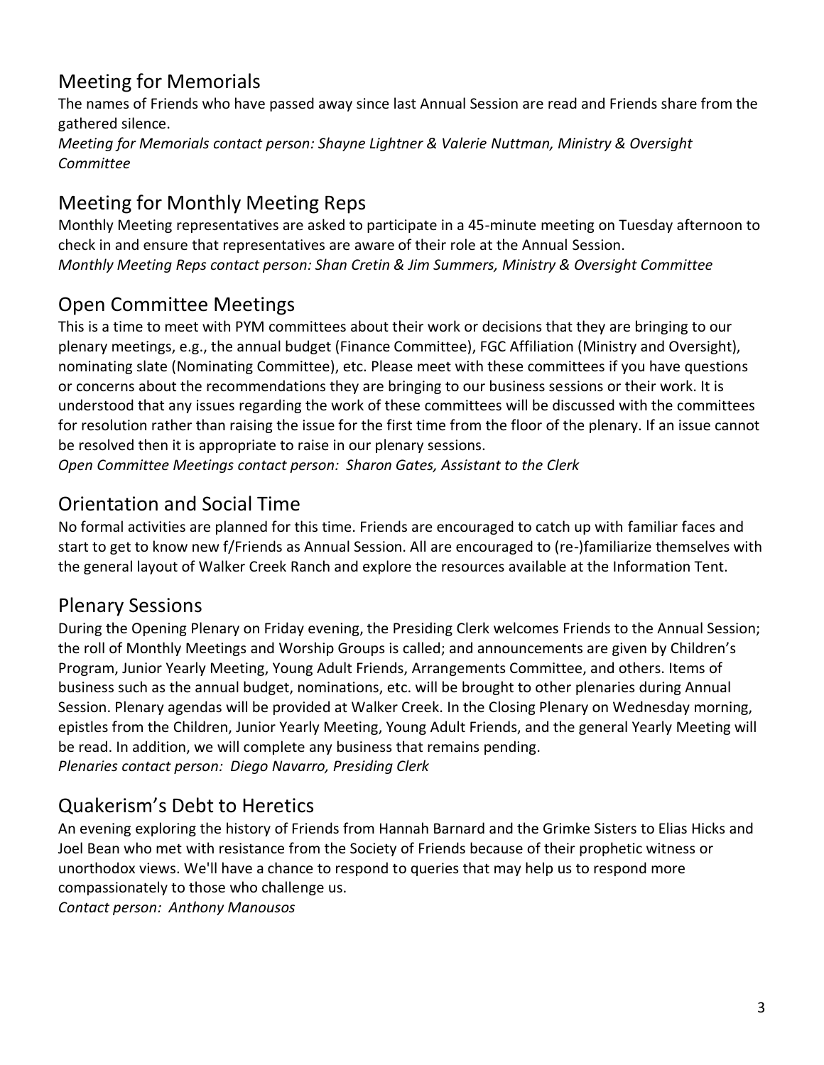## Meeting for Memorials

The names of Friends who have passed away since last Annual Session are read and Friends share from the gathered silence.

*Meeting for Memorials contact person: Shayne Lightner & Valerie Nuttman, Ministry & Oversight Committee*

## Meeting for Monthly Meeting Reps

Monthly Meeting representatives are asked to participate in a 45-minute meeting on Tuesday afternoon to check in and ensure that representatives are aware of their role at the Annual Session.

*Monthly Meeting Reps contact person: Shan Cretin & Jim Summers, Ministry & Oversight Committee*

## Open Committee Meetings

This is a time to meet with PYM committees about their work or decisions that they are bringing to our plenary meetings, e.g., the annual budget (Finance Committee), FGC Affiliation (Ministry and Oversight), nominating slate (Nominating Committee), etc. Please meet with these committees if you have questions or concerns about the recommendations they are bringing to our business sessions or their work. It is understood that any issues regarding the work of these committees will be discussed with the committees for resolution rather than raising the issue for the first time from the floor of the plenary. If an issue cannot be resolved then it is appropriate to raise in our plenary sessions.

*Open Committee Meetings contact person: Sharon Gates, Assistant to the Clerk*

## Orientation and Social Time

No formal activities are planned for this time. Friends are encouraged to catch up with familiar faces and start to get to know new f/Friends as Annual Session. All are encouraged to (re-)familiarize themselves with the general layout of Walker Creek Ranch and explore the resources available at the Information Tent.

## Plenary Sessions

During the Opening Plenary on Friday evening, the Presiding Clerk welcomes Friends to the Annual Session; the roll of Monthly Meetings and Worship Groups is called; and announcements are given by Children's Program, Junior Yearly Meeting, Young Adult Friends, Arrangements Committee, and others. Items of business such as the annual budget, nominations, etc. will be brought to other plenaries during Annual Session. Plenary agendas will be provided at Walker Creek. In the Closing Plenary on Wednesday morning, epistles from the Children, Junior Yearly Meeting, Young Adult Friends, and the general Yearly Meeting will be read. In addition, we will complete any business that remains pending.

*Plenaries contact person: Diego Navarro, Presiding Clerk*

## Quakerism's Debt to Heretics

An evening exploring the history of Friends from Hannah Barnard and the Grimke Sisters to Elias Hicks and Joel Bean who met with resistance from the Society of Friends because of their prophetic witness or unorthodox views. We'll have a chance to respond to queries that may help us to respond more compassionately to those who challenge us.

*Contact person: Anthony Manousos*